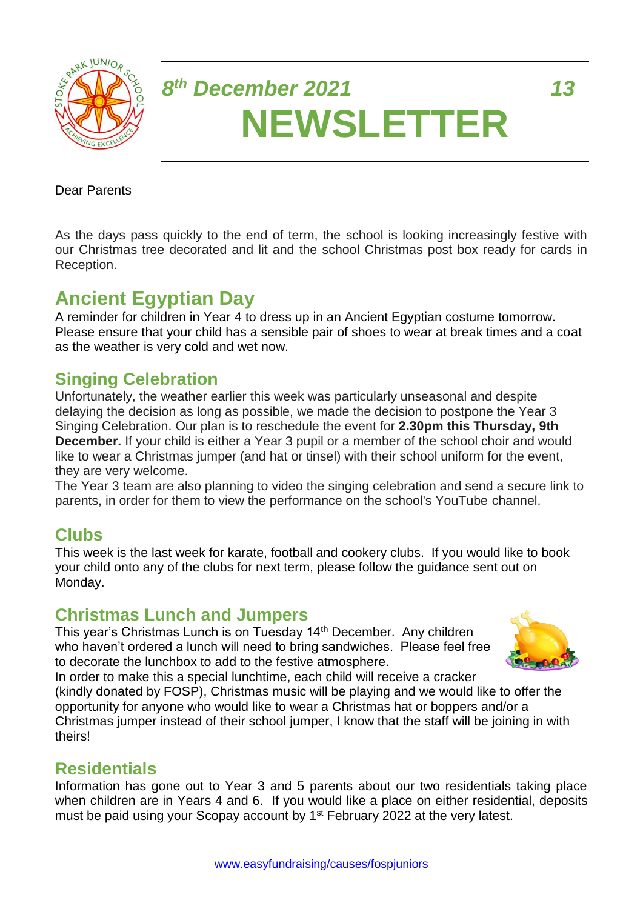*8th December 2021* *13*

# NEWSLETTER

Dear Parents

As the days pass quickly to the end of term, the school is looking increasingly festive with our Christmas tree decorated and lit and the school Christmas post box ready for cards in Reception.

## Ancient Egyptian Day

A reminder for children in Year 4 to dress up in an Ancient Egyptian costume tomorrow. Please ensure that your child has a sensible pair of shoes to wear at break times and a coat as the weather is very cold and wet now.

## Singing Celebration

Unfortunately, the weather earlier this week was particularly unseasonal and despite delaying the decision as long as possible, we made the decision to postpone the Year 3 Singing Celebration. Our plan is to reschedule the event for **2.30pm this Thursday, 9th December.** If your child is either a Year 3 pupil or a member of the school choir and would like to wear a Christmas jumper (and hat or tinsel) with their school uniform for the event, they are very welcome.

The Year 3 team are also planning to video the singing celebration and send a secure link to parents, in order for them to view the performance on the school's YouTube channel.

## Clubs

This week is the last week for karate, football and cookery clubs. If you would like to book your child onto any of the clubs for next term, please follow the guidance sent out on Monday.

## Christmas Lunch and Jumpers

This year's Christmas Lunch is on Tuesday 14th December. Any children who haven't ordered a lunch will need to bring sandwiches. Please feel free to decorate the lunchbox to add to the festive atmosphere.

In order to make this a special lunchtime, each child will receive a cracker (kindly donated by FOSP), Christmas music will be playing and we would like to offer the opportunity for anyone who would like to wear a Christmas hat or boppers and/or a Christmas jumper instead of their school jumper, I know that the staff will be joining in with theirs!

## Residentials

Information has gone out to Year 3 and 5 parents about our two residentials taking place when children are in Years 4 and 6. If you would like a place on either residential, deposits must be paid using your Scopay account by 1st February 2022 at the very latest.

www.easyfundraising/causes/fospjuniors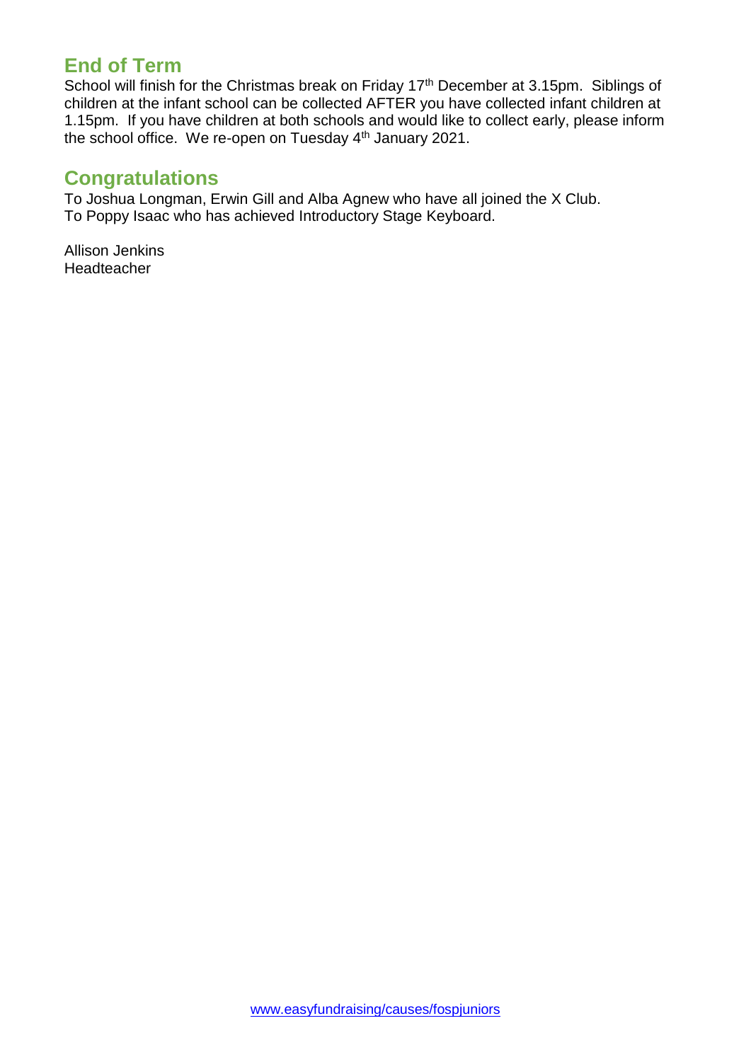## End of Term

School will finish for the Christmas break on Friday 17th December at 3.15pm. Siblings of children at the infant school can be collected AFTER you have collected infant children at 1.15pm. If you have children at both schools and would like to collect early, please inform the school office. We re-open on Tuesday 4th January 2021.

## Congratulations

To Joshua Longman, Erwin Gill and Alba Agnew who have all joined the X Club.
To Poppy Isaac who has achieved Introductory Stage Keyboard.

Allison Jenkins
Headteacher

www.easyfundraising/causes/fospjuniors